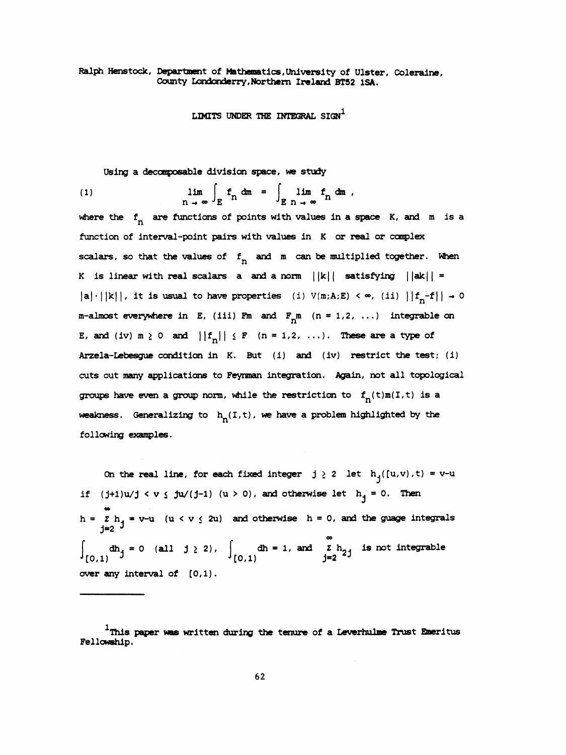Ralph Henstock, Department of Mathematics, University of Ulster, Coleraine, County Londonderry, Northern Ireland BT52 1SA.

# LIMITS UNDER THE INTEGRAL SIGN[1]

Using a decomposable division space, we study

$$(1) \qquad \lim_{n\to\infty} \int_E f_n \, dm = \int_E \lim_{n\to\infty} f_n \, dm ,$$

where the $f_n$ are functions of points with values in a space $K$, and $m$ is a function of interval-point pairs with values in $K$ or real or complex scalars, so that the values of $f_n$ and $m$ can be multiplied together. When $K$ is linear with real scalars $a$ and a norm $||k||$ satisfying $||ak|| = |a|\cdot||k||$, it is usual to have properties (i) $V(m;A;E) < \infty$, (ii) $||f_n - f|| \to 0$ $m$-almost everywhere in $E$, (iii) $Fm$ and $F_n m$ $(n = 1,2, \ldots)$ integrable on $E$, and (iv) $m \geq 0$ and $||f_n|| \leq F$ $(n = 1,2, \ldots)$. These are a type of Arzela-Lebesgue condition in $K$. But (i) and (iv) restrict the test; (i) cuts out many applications to Feynman integration. Again, not all topological groups have even a group norm, while the restriction to $f_n(t)m(I,t)$ is a weakness. Generalizing to $h_n(I,t)$, we have a problem highlighted by the following examples.

On the real line, for each fixed integer $j \geq 2$ let $h_j([u,v),t) = v-u$ if $(j+1)u/j < v \leq ju/(j-1)$ $(u > 0)$, and otherwise let $h_j = 0$. Then $h = \sum_{j=2}^{\infty} h_j = v-u$ $(u < v \leq 2u)$ and otherwise $h = 0$, and the guage integrals $\int_{[0,1)} dh_j = 0$ (all $j \geq 2$), $\int_{[0,1)} dh = 1$, and $\sum_{j=2}^{\infty} h_{2j}$ is not integrable over any interval of $[0,1)$.

---

[1] This paper was written during the tenure of a Leverhulme Trust Emeritus Fellowship.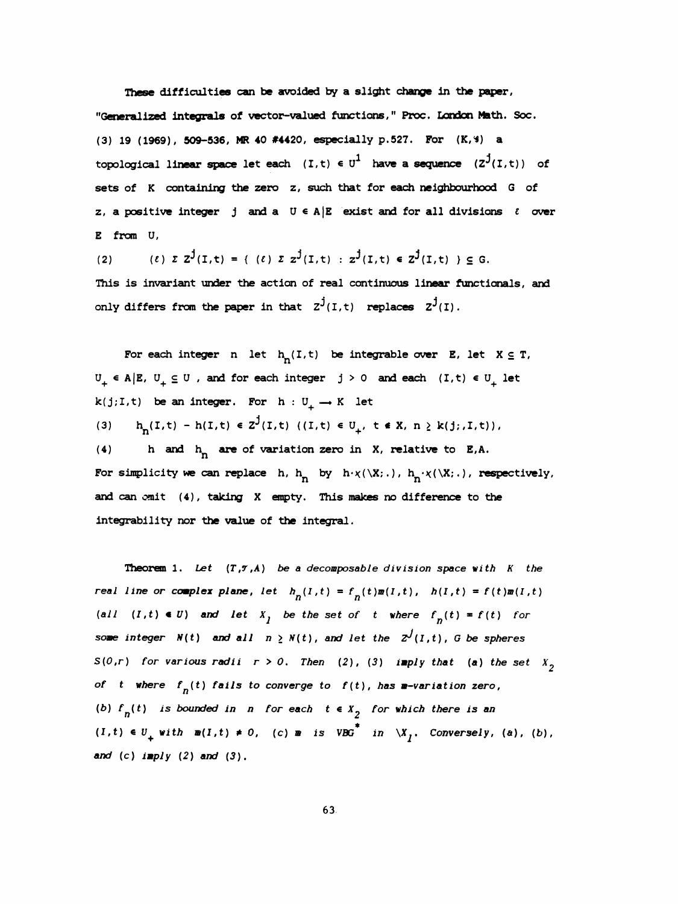These difficulties can be avoided by a slight change in the paper, "Generalized integrals of vector-valued functions," Proc. London Math. Soc. (3) 19 (1969), 509-536, MR 40 #4420, especially p.527. For $(K,\mathcal{G})$ a topological linear space let each $(I,t) \in U^1$ have a sequence $(Z^j(I,t))$ of sets of $K$ containing the zero $z$, such that for each neighbourhood $G$ of $z$, a positive integer $j$ and a $U \in A|E$ exist and for all divisions $\mathcal{E}$ over $E$ from $U$,

$$(2) \qquad (\mathcal{E}) \Sigma Z^j(I,t) = \{ (\mathcal{E}) \Sigma z^j(I,t) : z^j(I,t) \in Z^j(I,t) \} \subseteq G.$$

This is invariant under the action of real continuous linear functionals, and only differs from the paper in that $Z^j(I,t)$ replaces $Z^j(I)$.

For each integer $n$ let $h_n(I,t)$ be integrable over $E$, let $X \subseteq T$, $U_+ \in A|E$, $U_+ \subseteq U$, and for each integer $j > 0$ and each $(I,t) \in U_+$ let $k(j;I,t)$ be an integer. For $h : U_+ \to K$ let

$$(3) \qquad h_n(I,t) - h(I,t) \in Z^j(I,t) \ ((I,t) \in U_+,\ t \notin X,\ n \geq k(j;,I,t)),$$

(4) $\qquad h$ and $h_n$ are of variation zero in $X$, relative to $E,A$.

For simplicity we can replace $h$, $h_n$ by $h\cdot\chi(\backslash X;.)$, $h_n\cdot\chi(\backslash X;.)$, respectively, and can omit (4), taking $X$ empty. This makes no difference to the integrability nor the value of the integral.

**Theorem 1.** *Let $(T,\mathcal{T},A)$ be a decomposable division space with $K$ the real line or complex plane, let $h_n(I,t) = f_n(t)m(I,t)$, $h(I,t) = f(t)m(I,t)$ (all $(I,t) \in U$) and let $X_1$ be the set of $t$ where $f_n(t) = f(t)$ for some integer $N(t)$ and all $n \geq N(t)$, and let the $Z^j(I,t)$, $G$ be spheres $S(0,r)$ for various radii $r > 0$. Then (2), (3) imply that (a) the set $X_2$ of $t$ where $f_n(t)$ fails to converge to $f(t)$, has $m$-variation zero, (b) $f_n(t)$ is bounded in $n$ for each $t \in X_2$ for which there is an $(I,t) \in U_+$ with $m(I,t) \neq 0$, (c) $m$ is $VBG^*$ in $\backslash X_1$. Conversely, (a), (b), and (c) imply (2) and (3).*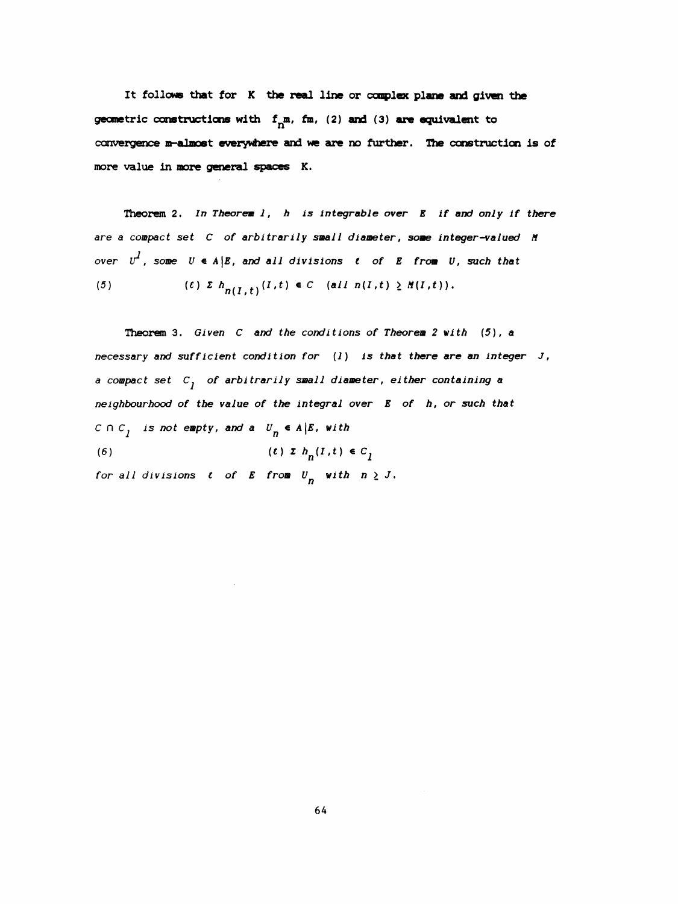It follows that for K the real line or complex plane and given the geometric constructions with $f_n m$, $fm$, (2) and (3) are equivalent to convergence m-almost everywhere and we are no further. The construction is of more value in more general spaces K.

**Theorem 2.** *In Theorem 1, h is integrable over E if and only if there are a compact set C of arbitrarily small diameter, some integer-valued M over $U^1$, some $U \in A|E$, and all divisions $\mathcal{E}$ of E from U, such that*

$$(5) \qquad (\mathcal{E}) \; \Sigma \; h_{n(I,t)}(I,t) \in C \quad (all \; n(I,t) \geq M(I,t)).$$

**Theorem 3.** *Given C and the conditions of Theorem 2 with (5), a necessary and sufficient condition for (1) is that there are an integer J, a compact set $C_1$ of arbitrarily small diameter, either containing a neighbourhood of the value of the integral over E of h, or such that $C \cap C_1$ is not empty, and a $U_n \in A|E$, with*

$$(6) \qquad (\mathcal{E}) \; \Sigma \; h_n(I,t) \in C_1$$

*for all divisions $\mathcal{E}$ of E from $U_n$ with $n \geq J$.*